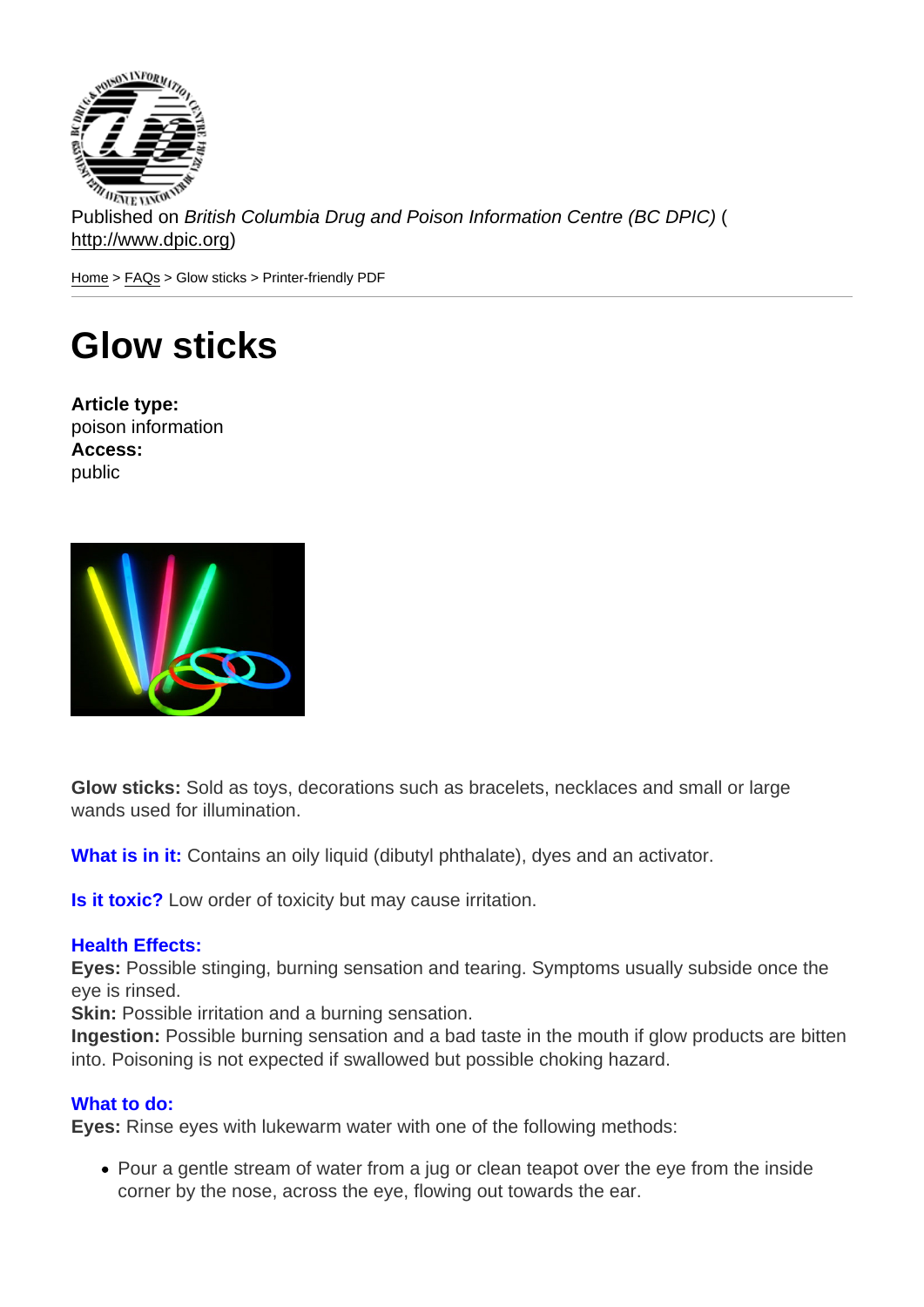Published on *British Columbia Drug and Poison Information Centre (BC DPIC)* (http://www.dpic.org)

Home > FAQs > Glow sticks > Printer-friendly PDF

# Glow sticks

**Article type:**
poison information
**Access:**
public

**Glow sticks:** Sold as toys, decorations such as bracelets, necklaces and small or large wands used for illumination.

**What is in it:** Contains an oily liquid (dibutyl phthalate), dyes and an activator.

**Is it toxic?** Low order of toxicity but may cause irritation.

**Health Effects:**
**Eyes:** Possible stinging, burning sensation and tearing. Symptoms usually subside once the eye is rinsed.
**Skin:** Possible irritation and a burning sensation.
**Ingestion:** Possible burning sensation and a bad taste in the mouth if glow products are bitten into. Poisoning is not expected if swallowed but possible choking hazard.

**What to do:**
**Eyes:** Rinse eyes with lukewarm water with one of the following methods:

- Pour a gentle stream of water from a jug or clean teapot over the eye from the inside corner by the nose, across the eye, flowing out towards the ear.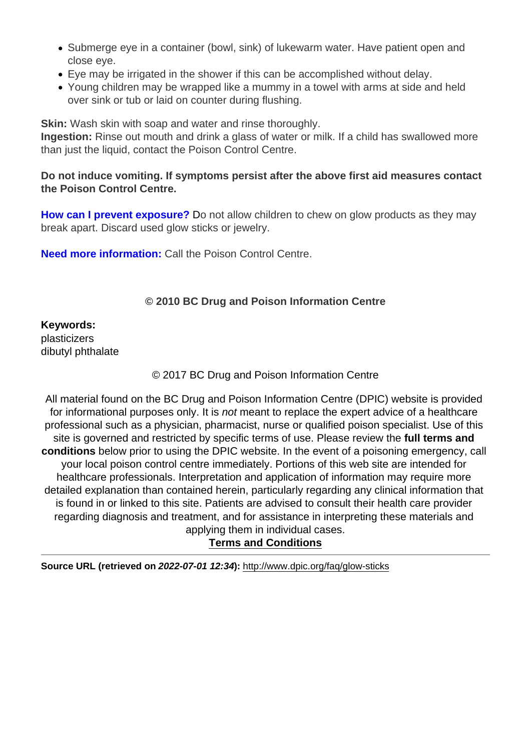- Submerge eye in a container (bowl, sink) of lukewarm water. Have patient open and close eye.
- Eye may be irrigated in the shower if this can be accomplished without delay.
- Young children may be wrapped like a mummy in a towel with arms at side and held over sink or tub or laid on counter during flushing.

**Skin:** Wash skin with soap and water and rinse thoroughly.
**Ingestion:** Rinse out mouth and drink a glass of water or milk. If a child has swallowed more than just the liquid, contact the Poison Control Centre.

**Do not induce vomiting. If symptoms persist after the above first aid measures contact the Poison Control Centre.**

**How can I prevent exposure?** Do not allow children to chew on glow products as they may break apart. Discard used glow sticks or jewelry.

**Need more information:** Call the Poison Control Centre.

**© 2010 BC Drug and Poison Information Centre**

**Keywords:**
plasticizers
dibutyl phthalate

© 2017 BC Drug and Poison Information Centre

All material found on the BC Drug and Poison Information Centre (DPIC) website is provided for informational purposes only. It is *not* meant to replace the expert advice of a healthcare professional such as a physician, pharmacist, nurse or qualified poison specialist. Use of this site is governed and restricted by specific terms of use. Please review the **full terms and conditions** below prior to using the DPIC website. In the event of a poisoning emergency, call your local poison control centre immediately. Portions of this web site are intended for healthcare professionals. Interpretation and application of information may require more detailed explanation than contained herein, particularly regarding any clinical information that is found in or linked to this site. Patients are advised to consult their health care provider regarding diagnosis and treatment, and for assistance in interpreting these materials and applying them in individual cases.

**Terms and Conditions**

---

**Source URL (retrieved on *2022-07-01 12:34*):** http://www.dpic.org/faq/glow-sticks